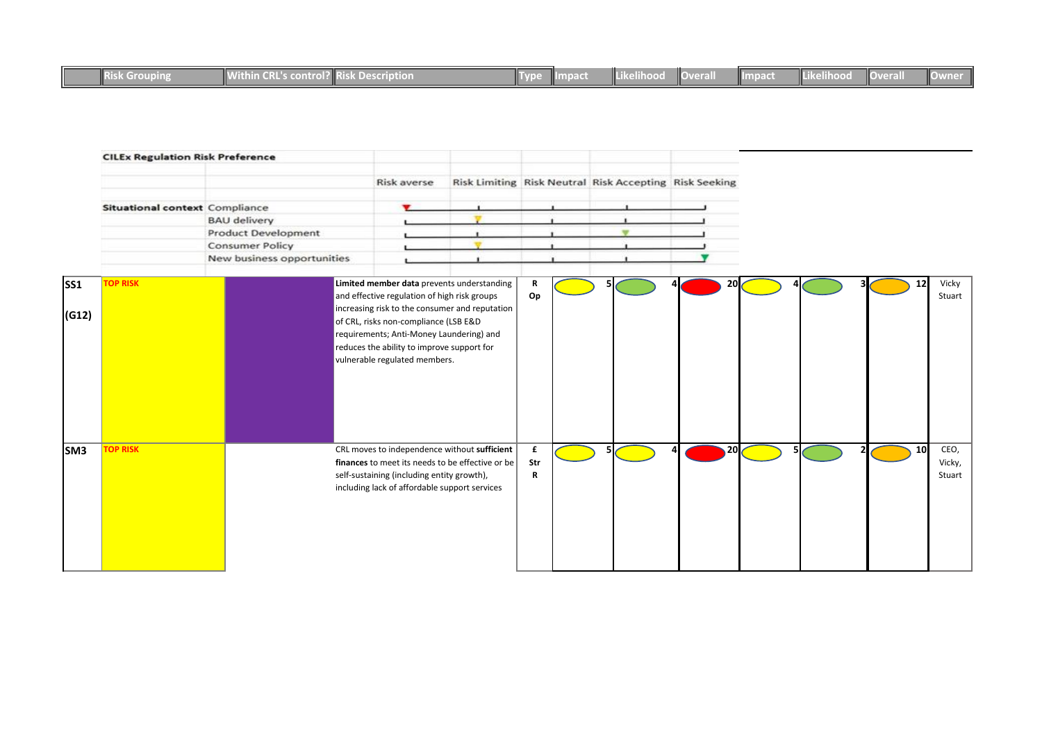| | Risk Grouping | Within CRL's control? | Risk Description | Type | Impact | Likelihood | Overall | Impact | Likelihood | Overall | Owner |
|---|---|---|---|---|---|---|---|---|---|---|---|

**CILEx Regulation Risk Preference**

| | | Risk averse | Risk Limiting | Risk Neutral | Risk Accepting | Risk Seeking |
|---|---|---|---|---|---|---|
| **Situational context** | Compliance | ▼ | | | | |
| | BAU delivery | | ▼ | | | |
| | Product Development | | | | ▼ | |
| | Consumer Policy | | ▼ | | | |
| | New business opportunities | | | | | ▼ |

| | Risk Grouping | Within CRL's control? | Risk Description | Type | Impact | Likelihood | Overall | Impact | Likelihood | Overall | Owner |
|---|---|---|---|---|---|---|---|---|---|---|---|
| **SS1** **(G12)** | **TOP RISK** | | **Limited member data** prevents understanding and effective regulation of high risk groups increasing risk to the consumer and reputation of CRL, risks non-compliance (LSB E&D requirements; Anti-Money Laundering) and reduces the ability to improve support for vulnerable regulated members. | **R Op** | 5 | 4 | 20 | 4 | 3 | 12 | Vicky Stuart |
| **SM3** | **TOP RISK** | | CRL moves to independence without **sufficient finances** to meet its needs to be effective or be self-sustaining (including entity growth), including lack of affordable support services | **£ Str R** | 5 | 4 | 20 | 5 | 2 | 10 | CEO, Vicky, Stuart |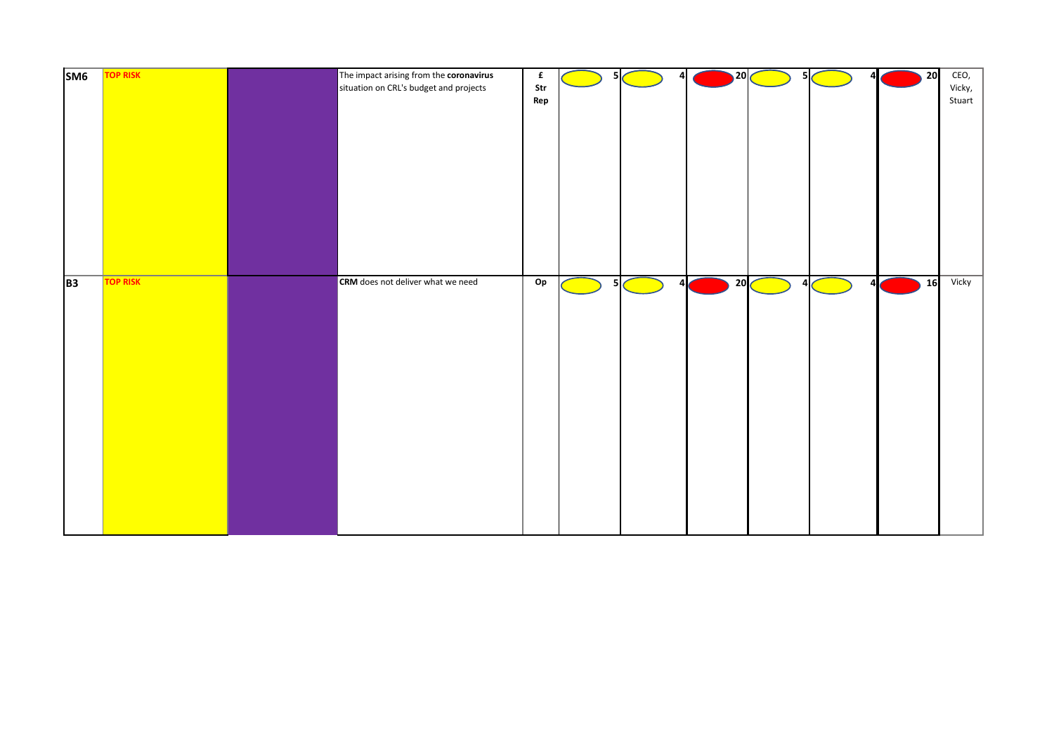| | | | | | | | | | | | |
|---|---|---|---|---|---|---|---|---|---|---|---|
| **SM6** | TOP RISK | | The impact arising from the **coronavirus** situation on CRL's budget and projects | **£ Str Rep** | 5 | 4 | 20 | 5 | 4 | 20 | CEO, Vicky, Stuart |
| **B3** | TOP RISK | | **CRM** does not deliver what we need | **Op** | 5 | 4 | 20 | 4 | 4 | 16 | Vicky |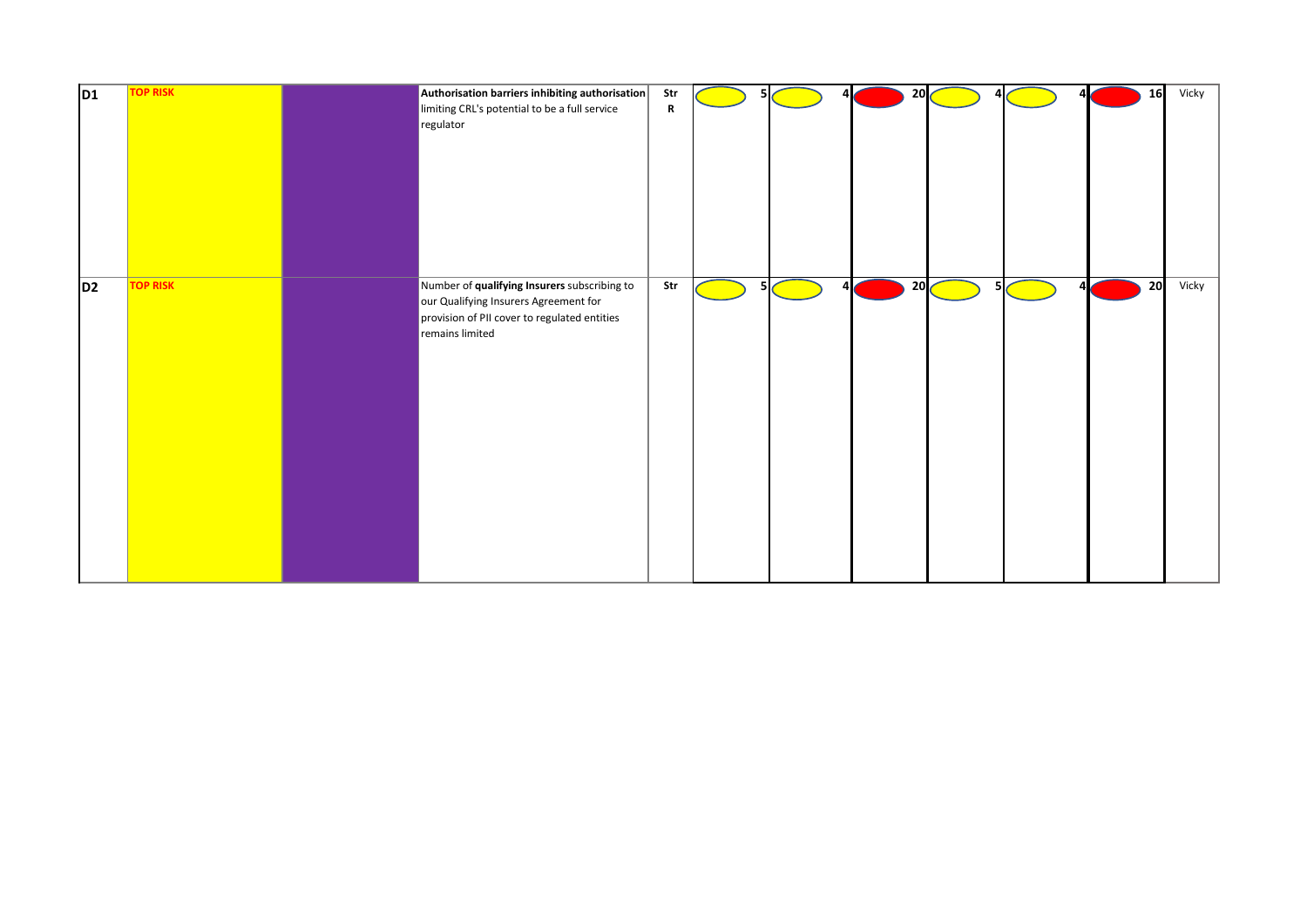| | | | | | | | | | | | |
|---|---|---|---|---|---|---|---|---|---|---|---|
| D1 | TOP RISK | | **Authorisation barriers inhibiting authorisation** limiting CRL's potential to be a full service regulator | Str R | 5 | 4 | 20 | 4 | 4 | 16 | Vicky |
| D2 | TOP RISK | | Number of **qualifying Insurers** subscribing to our Qualifying Insurers Agreement for provision of PII cover to regulated entities remains limited | Str | 5 | 4 | 20 | 5 | 4 | 20 | Vicky |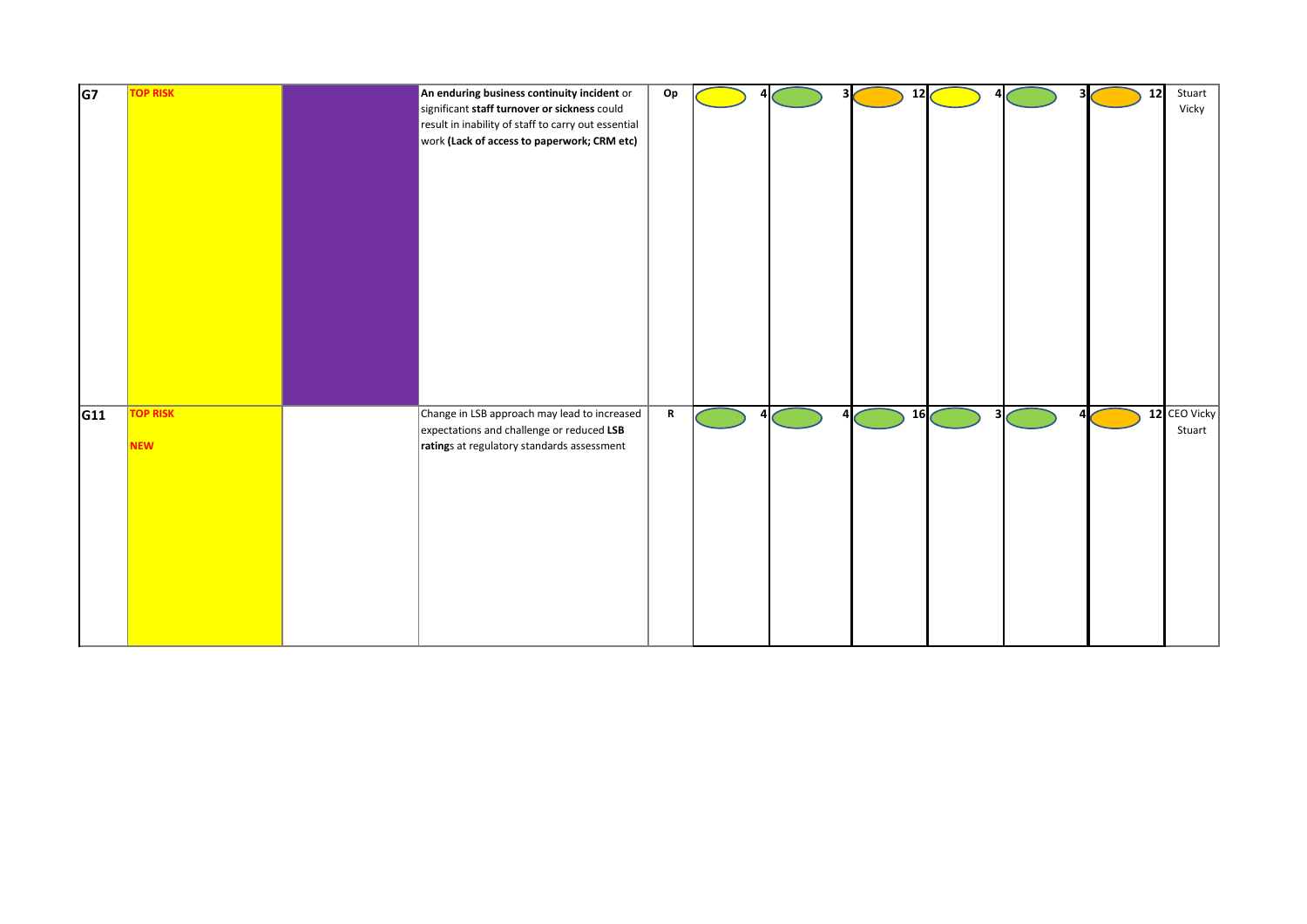| | | | | | | | | | | | | |
|---|---|---|---|---|---|---|---|---|---|---|---|---|
| G7 | TOP RISK | | An enduring business continuity incident or significant **staff turnover or sickness** could result in inability of staff to carry out essential work **(Lack of access to paperwork; CRM etc)** | Op | 4 | 3 | 12 | 4 | 3 | 12 | Stuart Vicky |
| G11 | TOP RISK<br><br>NEW | | Change in LSB approach may lead to increased expectations and challenge or reduced **LSB ratings** at regulatory standards assessment | R | 4 | 4 | 16 | 3 | 4 | 12 | CEO Vicky Stuart |